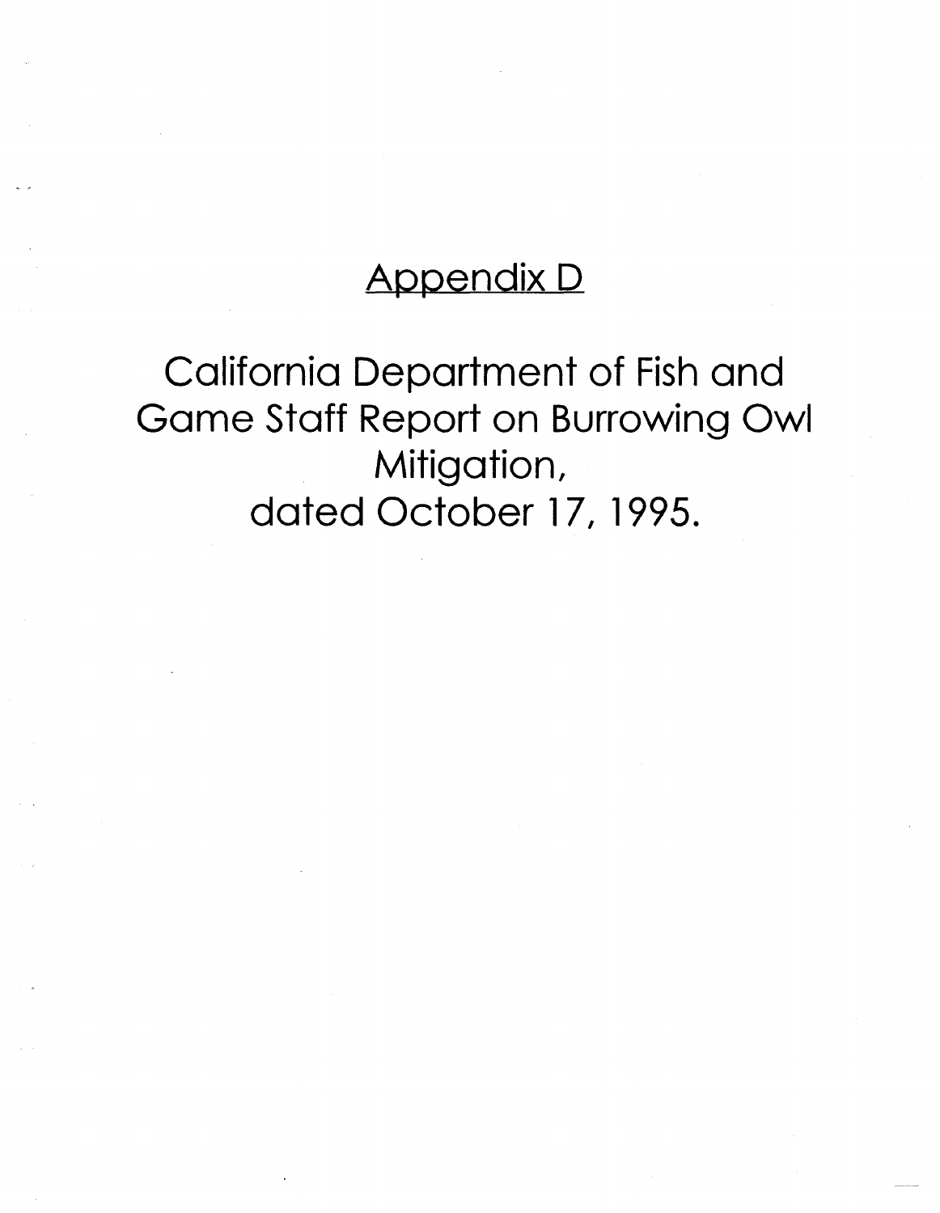# Appendix D

California Department of Fish and Game Staff Report on Burrowing Owl Mitigation, dated October 17, 1995.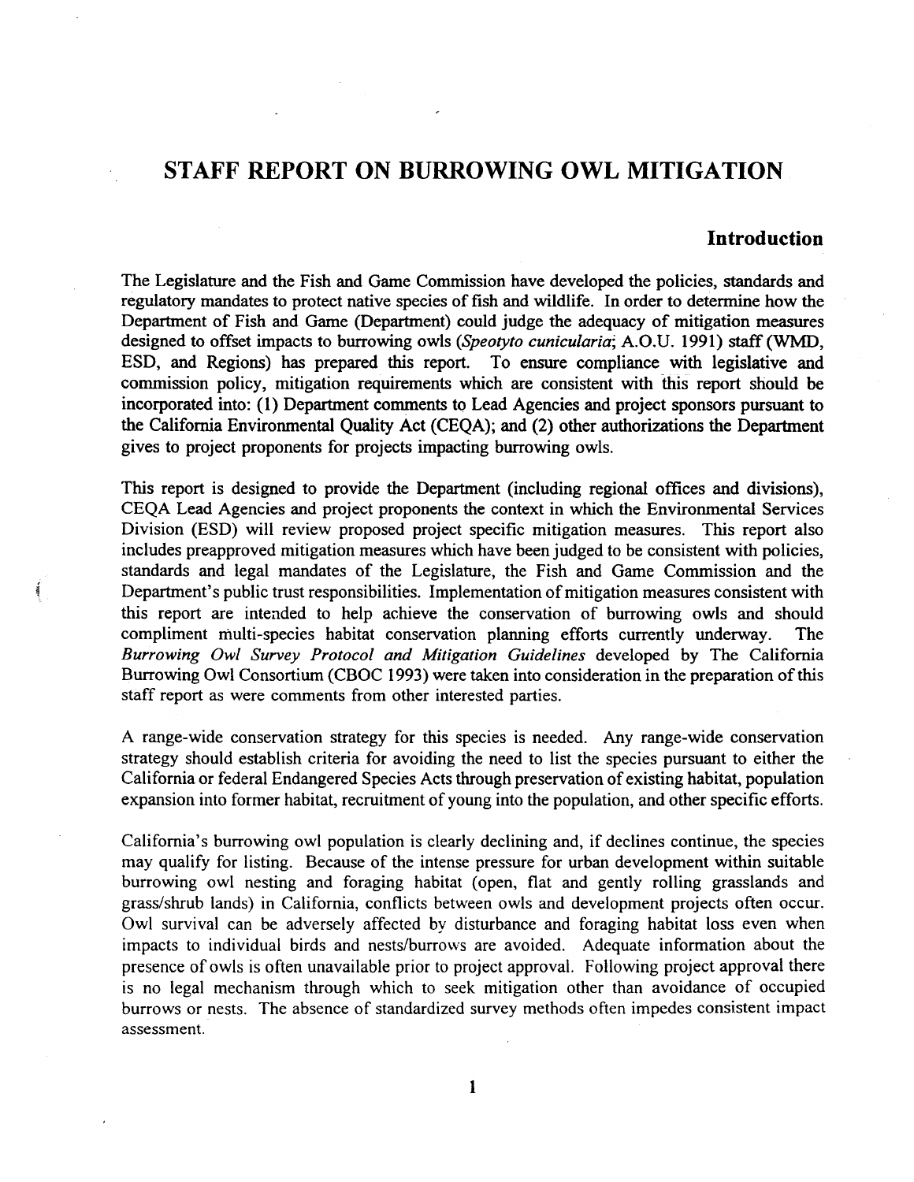# STAFF REPORT ON BURROWING OWL MITIGATION

## Introduction

The Legislature and the Fish and Game Commission have developed the policies, standards and regulatory mandates to protect native species of fish and wildlife. In order to determine how the Department of Fish and Game (Department) could judge the adequacy of mitigation measures designed to offset impacts to burrowing owls (*Speotyto cunicularia*; A.O.U. 1991) staff (WMD, ESD, and Regions) has prepared this report. To ensure compliance with legislative and commission policy, mitigation requirements which are consistent with this report should be incorporated into: (1) Department comments to Lead Agencies and project sponsors pursuant to the California Environmental Quality Act (CEQA); and (2) other authorizations the Department gives to project proponents for projects impacting burrowing owls.

This report is designed to provide the Department (including regional offices and divisions), CEQA Lead Agencies and project proponents the context in which the Environmental Services Division (ESD) will review proposed project specific mitigation measures. This report also includes preapproved mitigation measures which have been judged to be consistent with policies, standards and legal mandates of the Legislature, the Fish and Game Commission and the Department's public trust responsibilities. Implementation of mitigation measures consistent with this report are intended to help achieve the conservation of burrowing owls and should compliment multi-species habitat conservation planning efforts currently underway. The *Burrowing Owl Survey Protocol and Mitigation Guidelines* developed by The California Burrowing Owl Consortium (CBOC 1993) were taken into consideration in the preparation of this staff report as were comments from other interested parties.

A range-wide conservation strategy for this species is needed. Any range-wide conservation strategy should establish criteria for avoiding the need to list the species pursuant to either the California or federal Endangered Species Acts through preservation of existing habitat, population expansion into former habitat, recruitment of young into the population, and other specific efforts.

California's burrowing owl population is clearly declining and, if declines continue, the species may qualify for listing. Because of the intense pressure for urban development within suitable burrowing owl nesting and foraging habitat (open, flat and gently rolling grasslands and grass/shrub lands) in California, conflicts between owls and development projects often occur. Owl survival can be adversely affected by disturbance and foraging habitat loss even when impacts to individual birds and nests/burrows are avoided. Adequate information about the presence of owls is often unavailable prior to project approval. Following project approval there is no legal mechanism through which to seek mitigation other than avoidance of occupied burrows or nests. The absence of standardized survey methods often impedes consistent impact assessment.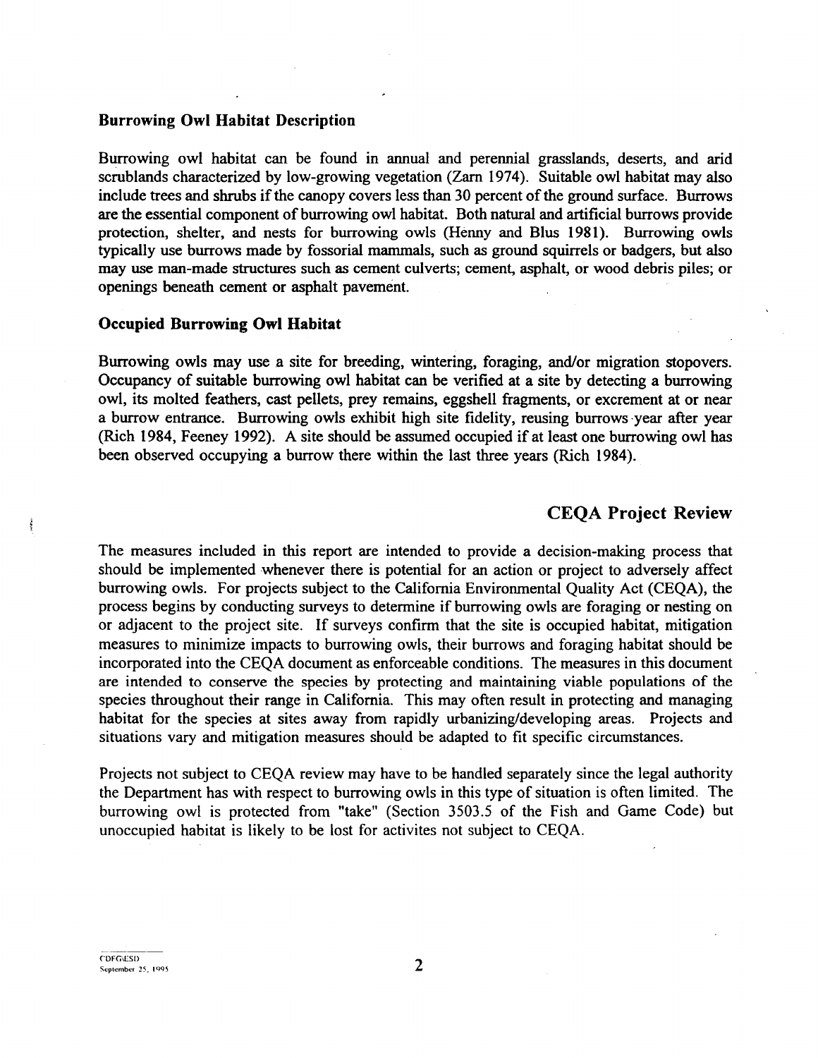### Burrowing Owl Habitat Description

Burrowing owl habitat can be found in annual and perennial grasslands, deserts, and arid scrublands characterized by low-growing vegetation (Zarn 1974). Suitable owl habitat may also include trees and shrubs if the canopy covers less than 30 percent of the ground surface. Burrows are the essential component of burrowing owl habitat. Both natural and artificial burrows provide protection, shelter, and nests for burrowing owls (Henny and Blus 1981). Burrowing owls typically use burrows made by fossorial mammals, such as ground squirrels or badgers, but also may use man-made structures such as cement culverts; cement, asphalt, or wood debris piles; or openings beneath cement or asphalt pavement.

### Occupied Burrowing Owl Habitat

Burrowing owls may use a site for breeding, wintering, foraging, and/or migration stopovers. Occupancy of suitable burrowing owl habitat can be verified at a site by detecting a burrowing owl, its molted feathers, cast pellets, prey remains, eggshell fragments, or excrement at or near a burrow entrance. Burrowing owls exhibit high site fidelity, reusing burrows year after year (Rich 1984, Feeney 1992). A site should be assumed occupied if at least one burrowing owl has been observed occupying a burrow there within the last three years (Rich 1984).

## CEQA Project Review

The measures included in this report are intended to provide a decision-making process that should be implemented whenever there is potential for an action or project to adversely affect burrowing owls. For projects subject to the California Environmental Quality Act (CEQA), the process begins by conducting surveys to determine if burrowing owls are foraging or nesting on or adjacent to the project site. If surveys confirm that the site is occupied habitat, mitigation measures to minimize impacts to burrowing owls, their burrows and foraging habitat should be incorporated into the CEQA document as enforceable conditions. The measures in this document are intended to conserve the species by protecting and maintaining viable populations of the species throughout their range in California. This may often result in protecting and managing habitat for the species at sites away from rapidly urbanizing/developing areas. Projects and situations vary and mitigation measures should be adapted to fit specific circumstances.

Projects not subject to CEQA review may have to be handled separately since the legal authority the Department has with respect to burrowing owls in this type of situation is often limited. The burrowing owl is protected from "take" (Section 3503.5 of the Fish and Game Code) but unoccupied habitat is likely to be lost for activites not subject to CEQA.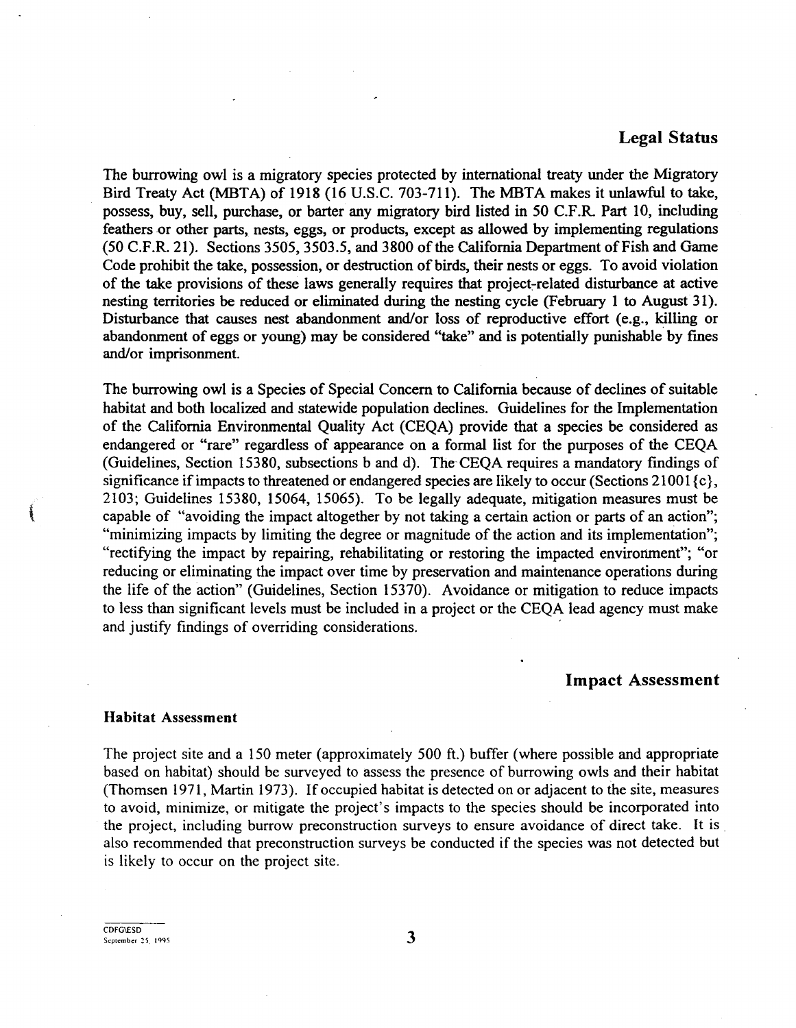## Legal Status

The burrowing owl is a migratory species protected by international treaty under the Migratory Bird Treaty Act (MBTA) of 1918 (16 U.S.C. 703-711). The MBTA makes it unlawful to take, possess, buy, sell, purchase, or barter any migratory bird listed in 50 C.F.R. Part 10, including feathers or other parts, nests, eggs, or products, except as allowed by implementing regulations (50 C.F.R. 21). Sections 3505, 3503.5, and 3800 of the California Department of Fish and Game Code prohibit the take, possession, or destruction of birds, their nests or eggs. To avoid violation of the take provisions of these laws generally requires that project-related disturbance at active nesting territories be reduced or eliminated during the nesting cycle (February 1 to August 31). Disturbance that causes nest abandonment and/or loss of reproductive effort (e.g., killing or abandonment of eggs or young) may be considered "take" and is potentially punishable by fines and/or imprisonment.

The burrowing owl is a Species of Special Concern to California because of declines of suitable habitat and both localized and statewide population declines. Guidelines for the Implementation of the California Environmental Quality Act (CEQA) provide that a species be considered as endangered or "rare" regardless of appearance on a formal list for the purposes of the CEQA (Guidelines, Section 15380, subsections b and d). The CEQA requires a mandatory findings of significance if impacts to threatened or endangered species are likely to occur (Sections 21001{c}, 2103; Guidelines 15380, 15064, 15065). To be legally adequate, mitigation measures must be capable of "avoiding the impact altogether by not taking a certain action or parts of an action"; "minimizing impacts by limiting the degree or magnitude of the action and its implementation"; "rectifying the impact by repairing, rehabilitating or restoring the impacted environment"; "or reducing or eliminating the impact over time by preservation and maintenance operations during the life of the action" (Guidelines, Section 15370). Avoidance or mitigation to reduce impacts to less than significant levels must be included in a project or the CEQA lead agency must make and justify findings of overriding considerations.

## Impact Assessment

### Habitat Assessment

The project site and a 150 meter (approximately 500 ft.) buffer (where possible and appropriate based on habitat) should be surveyed to assess the presence of burrowing owls and their habitat (Thomsen 1971, Martin 1973). If occupied habitat is detected on or adjacent to the site, measures to avoid, minimize, or mitigate the project's impacts to the species should be incorporated into the project, including burrow preconstruction surveys to ensure avoidance of direct take. It is also recommended that preconstruction surveys be conducted if the species was not detected but is likely to occur on the project site.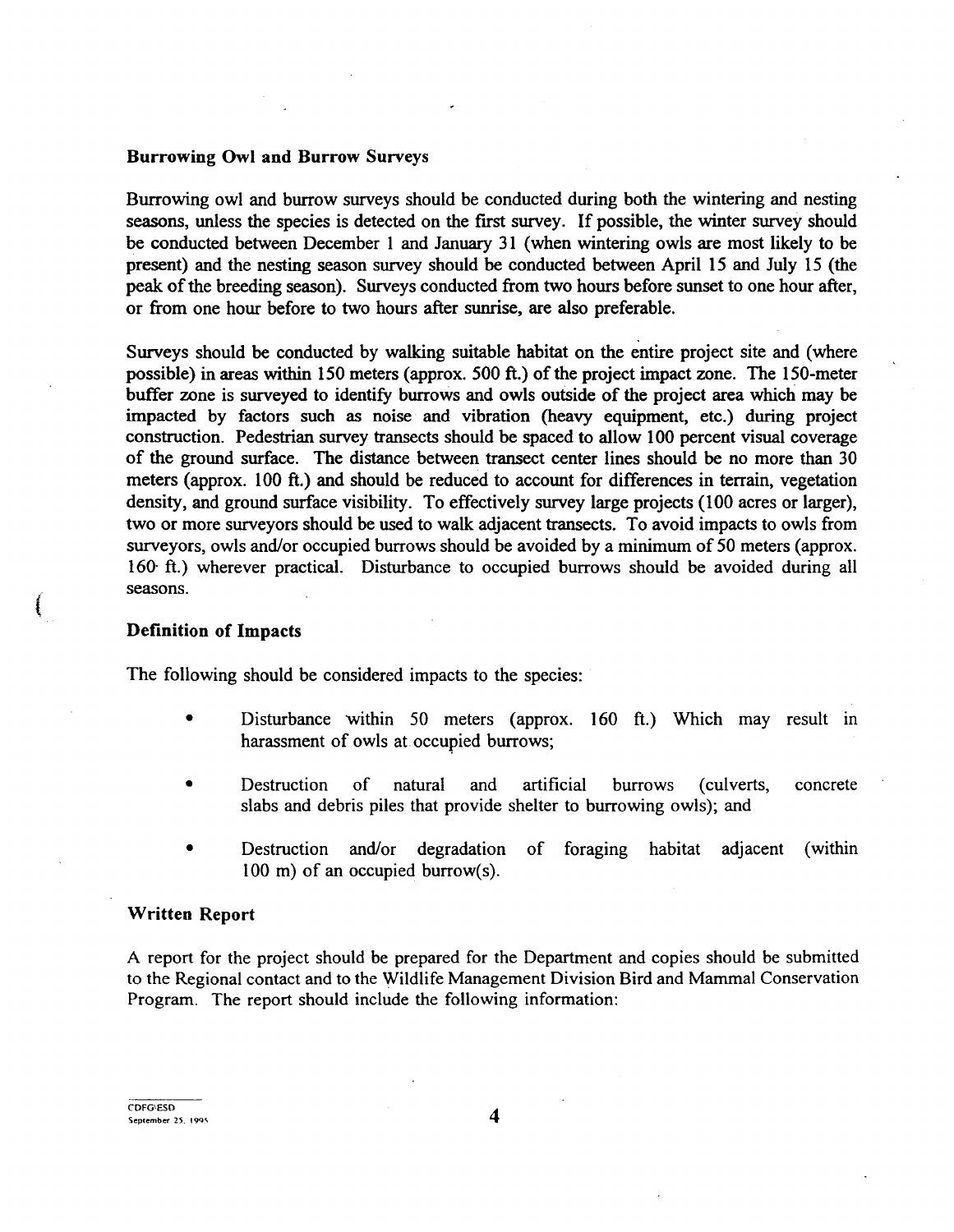### Burrowing Owl and Burrow Surveys

Burrowing owl and burrow surveys should be conducted during both the wintering and nesting seasons, unless the species is detected on the first survey. If possible, the winter survey should be conducted between December 1 and January 31 (when wintering owls are most likely to be present) and the nesting season survey should be conducted between April 15 and July 15 (the peak of the breeding season). Surveys conducted from two hours before sunset to one hour after, or from one hour before to two hours after sunrise, are also preferable.

Surveys should be conducted by walking suitable habitat on the entire project site and (where possible) in areas within 150 meters (approx. 500 ft.) of the project impact zone. The 150-meter buffer zone is surveyed to identify burrows and owls outside of the project area which may be impacted by factors such as noise and vibration (heavy equipment, etc.) during project construction. Pedestrian survey transects should be spaced to allow 100 percent visual coverage of the ground surface. The distance between transect center lines should be no more than 30 meters (approx. 100 ft.) and should be reduced to account for differences in terrain, vegetation density, and ground surface visibility. To effectively survey large projects (100 acres or larger), two or more surveyors should be used to walk adjacent transects. To avoid impacts to owls from surveyors, owls and/or occupied burrows should be avoided by a minimum of 50 meters (approx. 160 ft.) wherever practical. Disturbance to occupied burrows should be avoided during all seasons.

### Definition of Impacts

The following should be considered impacts to the species:

- Disturbance within 50 meters (approx. 160 ft.) Which may result in harassment of owls at occupied burrows;
- Destruction of natural and artificial burrows (culverts, concrete slabs and debris piles that provide shelter to burrowing owls); and
- Destruction and/or degradation of foraging habitat adjacent (within 100 m) of an occupied burrow(s).

### Written Report

A report for the project should be prepared for the Department and copies should be submitted to the Regional contact and to the Wildlife Management Division Bird and Mammal Conservation Program. The report should include the following information: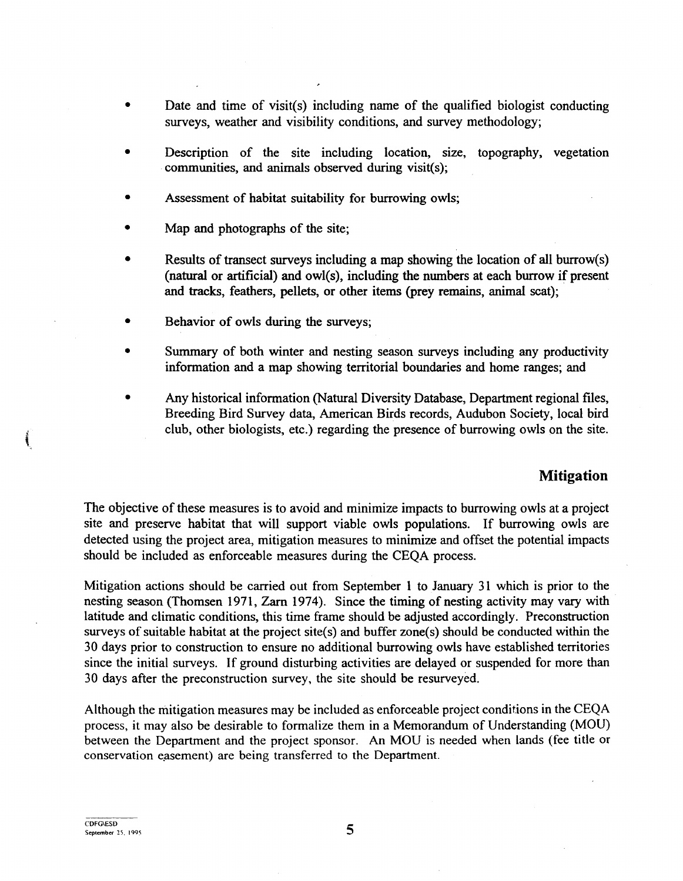- Date and time of visit(s) including name of the qualified biologist conducting surveys, weather and visibility conditions, and survey methodology;
- Description of the site including location, size, topography, vegetation communities, and animals observed during visit(s);
- Assessment of habitat suitability for burrowing owls;
- Map and photographs of the site;
- Results of transect surveys including a map showing the location of all burrow(s) (natural or artificial) and owl(s), including the numbers at each burrow if present and tracks, feathers, pellets, or other items (prey remains, animal scat);
- Behavior of owls during the surveys;
- Summary of both winter and nesting season surveys including any productivity information and a map showing territorial boundaries and home ranges; and
- Any historical information (Natural Diversity Database, Department regional files, Breeding Bird Survey data, American Birds records, Audubon Society, local bird club, other biologists, etc.) regarding the presence of burrowing owls on the site.

## Mitigation

The objective of these measures is to avoid and minimize impacts to burrowing owls at a project site and preserve habitat that will support viable owls populations. If burrowing owls are detected using the project area, mitigation measures to minimize and offset the potential impacts should be included as enforceable measures during the CEQA process.

Mitigation actions should be carried out from September 1 to January 31 which is prior to the nesting season (Thomsen 1971, Zarn 1974). Since the timing of nesting activity may vary with latitude and climatic conditions, this time frame should be adjusted accordingly. Preconstruction surveys of suitable habitat at the project site(s) and buffer zone(s) should be conducted within the 30 days prior to construction to ensure no additional burrowing owls have established territories since the initial surveys. If ground disturbing activities are delayed or suspended for more than 30 days after the preconstruction survey, the site should be resurveyed.

Although the mitigation measures may be included as enforceable project conditions in the CEQA process, it may also be desirable to formalize them in a Memorandum of Understanding (MOU) between the Department and the project sponsor. An MOU is needed when lands (fee title or conservation easement) are being transferred to the Department.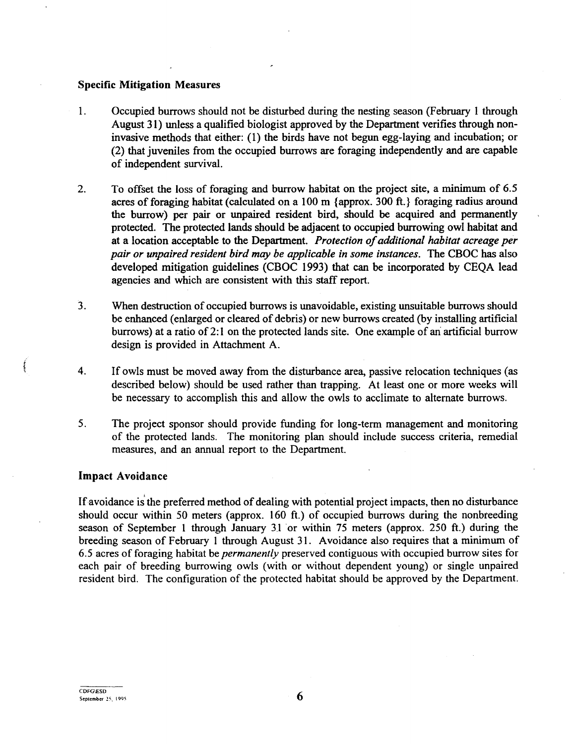### Specific Mitigation Measures

1. Occupied burrows should not be disturbed during the nesting season (February 1 through August 31) unless a qualified biologist approved by the Department verifies through non-invasive methods that either: (1) the birds have not begun egg-laying and incubation; or (2) that juveniles from the occupied burrows are foraging independently and are capable of independent survival.

2. To offset the loss of foraging and burrow habitat on the project site, a minimum of 6.5 acres of foraging habitat (calculated on a 100 m {approx. 300 ft.} foraging radius around the burrow) per pair or unpaired resident bird, should be acquired and permanently protected. The protected lands should be adjacent to occupied burrowing owl habitat and at a location acceptable to the Department. *Protection of additional habitat acreage per pair or unpaired resident bird may be applicable in some instances.* The CBOC has also developed mitigation guidelines (CBOC 1993) that can be incorporated by CEQA lead agencies and which are consistent with this staff report.

3. When destruction of occupied burrows is unavoidable, existing unsuitable burrows should be enhanced (enlarged or cleared of debris) or new burrows created (by installing artificial burrows) at a ratio of 2:1 on the protected lands site. One example of an artificial burrow design is provided in Attachment A.

4. If owls must be moved away from the disturbance area, passive relocation techniques (as described below) should be used rather than trapping. At least one or more weeks will be necessary to accomplish this and allow the owls to acclimate to alternate burrows.

5. The project sponsor should provide funding for long-term management and monitoring of the protected lands. The monitoring plan should include success criteria, remedial measures, and an annual report to the Department.

### Impact Avoidance

If avoidance is the preferred method of dealing with potential project impacts, then no disturbance should occur within 50 meters (approx. 160 ft.) of occupied burrows during the nonbreeding season of September 1 through January 31 or within 75 meters (approx. 250 ft.) during the breeding season of February 1 through August 31. Avoidance also requires that a minimum of 6.5 acres of foraging habitat be *permanently* preserved contiguous with occupied burrow sites for each pair of breeding burrowing owls (with or without dependent young) or single unpaired resident bird. The configuration of the protected habitat should be approved by the Department.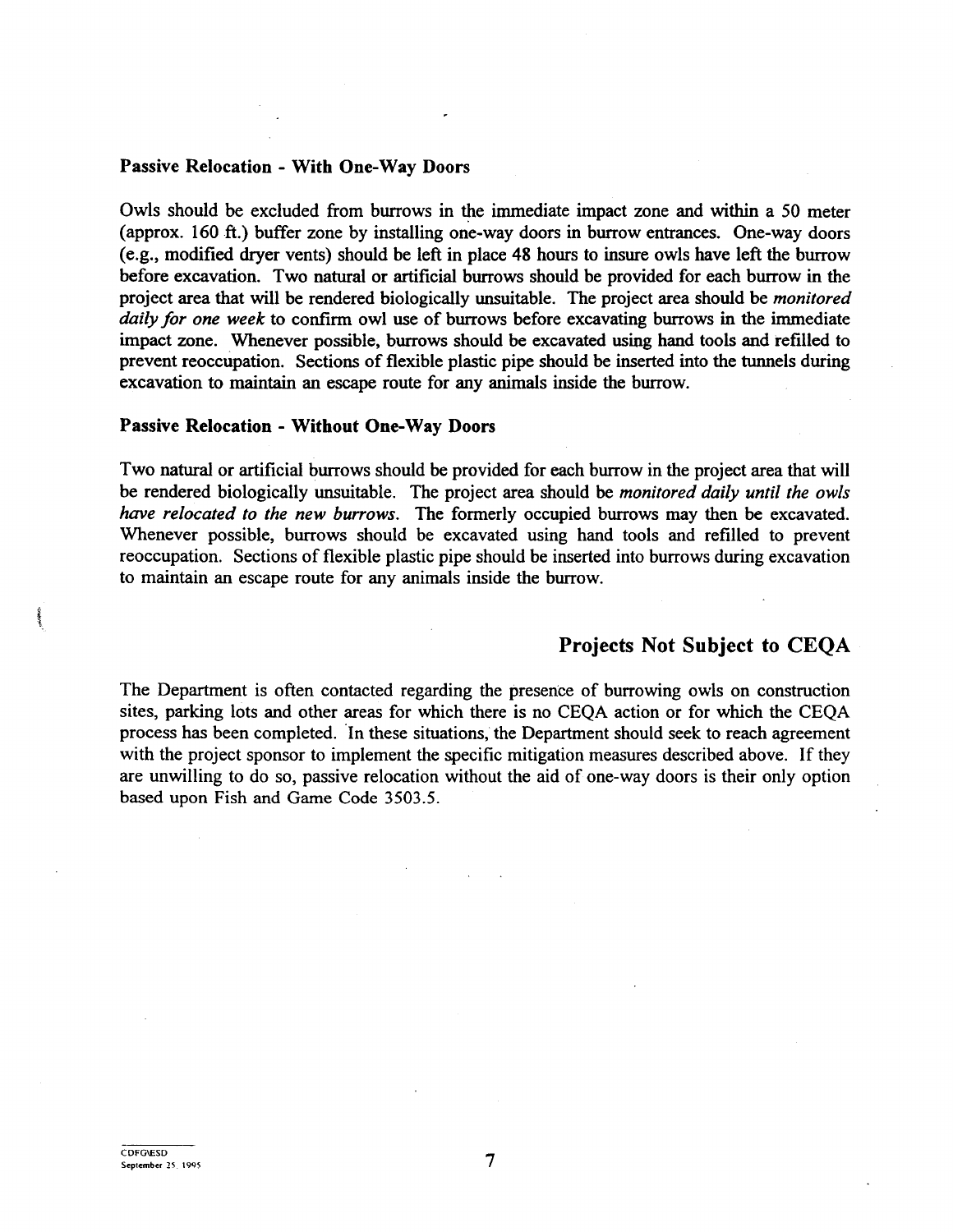### Passive Relocation - With One-Way Doors

Owls should be excluded from burrows in the immediate impact zone and within a 50 meter (approx. 160 ft.) buffer zone by installing one-way doors in burrow entrances. One-way doors (e.g., modified dryer vents) should be left in place 48 hours to insure owls have left the burrow before excavation. Two natural or artificial burrows should be provided for each burrow in the project area that will be rendered biologically unsuitable. The project area should be *monitored daily for one week* to confirm owl use of burrows before excavating burrows in the immediate impact zone. Whenever possible, burrows should be excavated using hand tools and refilled to prevent reoccupation. Sections of flexible plastic pipe should be inserted into the tunnels during excavation to maintain an escape route for any animals inside the burrow.

### Passive Relocation - Without One-Way Doors

Two natural or artificial burrows should be provided for each burrow in the project area that will be rendered biologically unsuitable. The project area should be *monitored daily until the owls have relocated to the new burrows*. The formerly occupied burrows may then be excavated. Whenever possible, burrows should be excavated using hand tools and refilled to prevent reoccupation. Sections of flexible plastic pipe should be inserted into burrows during excavation to maintain an escape route for any animals inside the burrow.

## Projects Not Subject to CEQA

The Department is often contacted regarding the presence of burrowing owls on construction sites, parking lots and other areas for which there is no CEQA action or for which the CEQA process has been completed. In these situations, the Department should seek to reach agreement with the project sponsor to implement the specific mitigation measures described above. If they are unwilling to do so, passive relocation without the aid of one-way doors is their only option based upon Fish and Game Code 3503.5.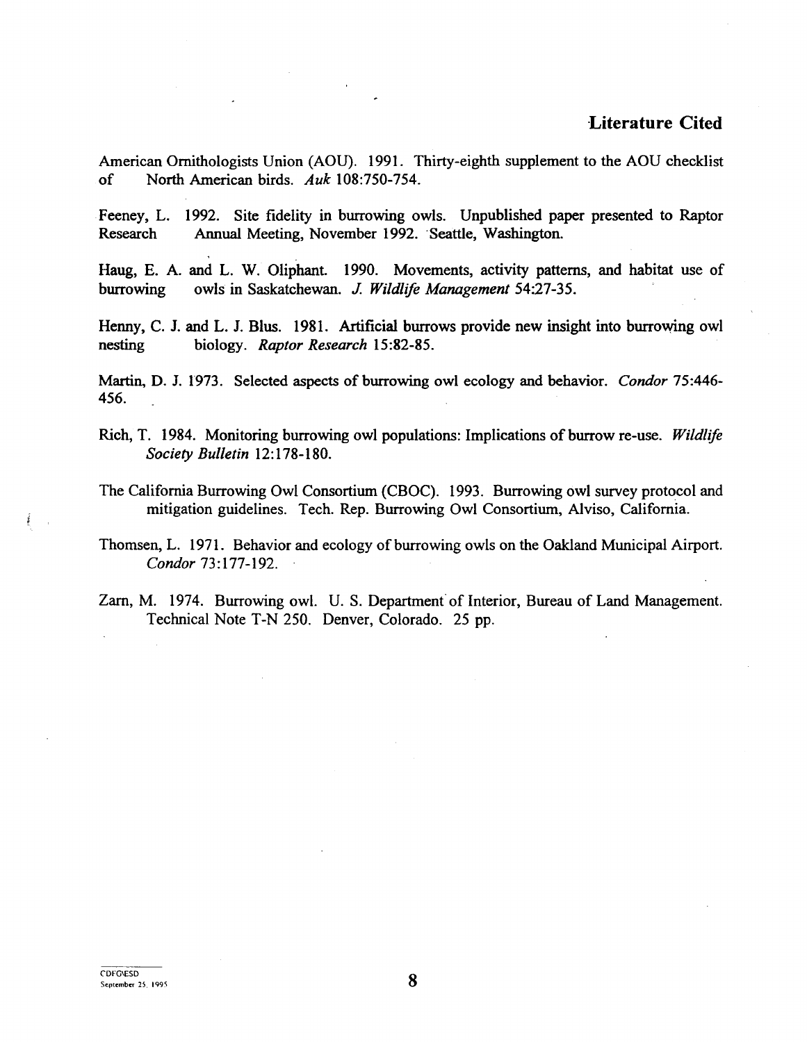## Literature Cited

American Ornithologists Union (AOU). 1991. Thirty-eighth supplement to the AOU checklist of North American birds. *Auk* 108:750-754.

Feeney, L. 1992. Site fidelity in burrowing owls. Unpublished paper presented to Raptor Research Annual Meeting, November 1992. Seattle, Washington.

Haug, E. A. and L. W. Oliphant. 1990. Movements, activity patterns, and habitat use of burrowing owls in Saskatchewan. *J. Wildlife Management* 54:27-35.

Henny, C. J. and L. J. Blus. 1981. Artificial burrows provide new insight into burrowing owl nesting biology. *Raptor Research* 15:82-85.

Martin, D. J. 1973. Selected aspects of burrowing owl ecology and behavior. *Condor* 75:446-456.

Rich, T. 1984. Monitoring burrowing owl populations: Implications of burrow re-use. *Wildlife Society Bulletin* 12:178-180.

The California Burrowing Owl Consortium (CBOC). 1993. Burrowing owl survey protocol and mitigation guidelines. Tech. Rep. Burrowing Owl Consortium, Alviso, California.

Thomsen, L. 1971. Behavior and ecology of burrowing owls on the Oakland Municipal Airport. *Condor* 73:177-192.

Zarn, M. 1974. Burrowing owl. U. S. Department of Interior, Bureau of Land Management. Technical Note T-N 250. Denver, Colorado. 25 pp.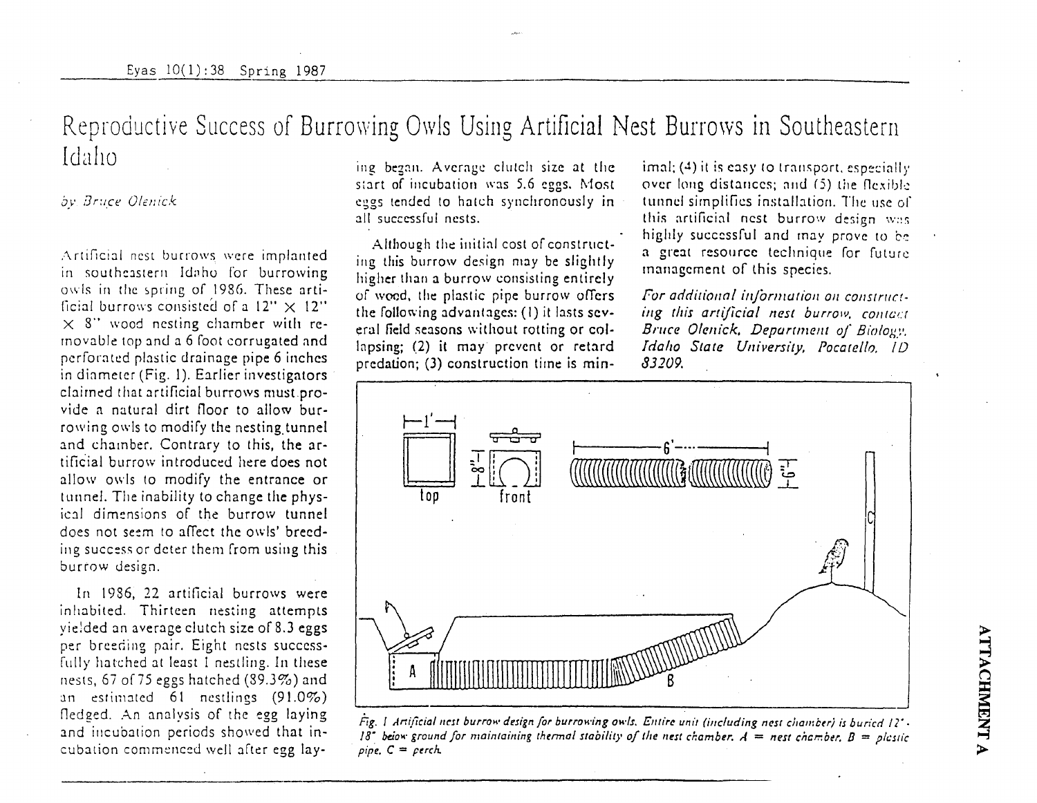# Reproductive Success of Burrowing Owls Using Artificial Nest Burrows in Southeastern Idaho

*by Bruce Olenick*

Artificial nest burrows were implanted in southeastern Idaho for burrowing owls in the spring of 1986. These artificial burrows consisted of a 12" × 12" × 8" wood nesting chamber with removable top and a 6 foot corrugated and perforated plastic drainage pipe 6 inches in diameter (Fig. 1). Earlier investigators claimed that artificial burrows must provide a natural dirt floor to allow burrowing owls to modify the nesting tunnel and chamber. Contrary to this, the artificial burrow introduced here does not allow owls to modify the entrance or tunnel. The inability to change the physical dimensions of the burrow tunnel does not seem to affect the owls' breeding success or deter them from using this burrow design.

In 1986, 22 artificial burrows were inhabited. Thirteen nesting attempts yielded an average clutch size of 8.3 eggs per breeding pair. Eight nests successfully hatched at least 1 nestling. In these nests, 67 of 75 eggs hatched (89.3%) and an estimated 61 nestlings (91.0%) fledged. An analysis of the egg laying and incubation periods showed that incubation commenced well after egg laying began. Average clutch size at the start of incubation was 5.6 eggs. Most eggs tended to hatch synchronously in all successful nests.

Although the initial cost of constructing this burrow design may be slightly higher than a burrow consisting entirely of wood, the plastic pipe burrow offers the following advantages: (1) it lasts several field seasons without rotting or collapsing; (2) it may prevent or retard predation; (3) construction time is minimal; (4) it is easy to transport, especially over long distances; and (5) the flexible tunnel simplifies installation. The use of this artificial nest burrow design was highly successful and may prove to be a great resource technique for future management of this species.

*For additional information on constructing this artificial nest burrow, contact Bruce Olenick, Department of Biology, Idaho State University, Pocatello, ID 83209.*

1'

8"

top

front

6'

6"

A

B

C

*Fig. 1 Artificial nest burrow design for burrowing owls. Entire unit (including nest chamber) is buried 12" - 18" below ground for maintaining thermal stability of the nest chamber. A = nest chamber, B = plastic pipe. C = perch.*

ATTACHMENT A